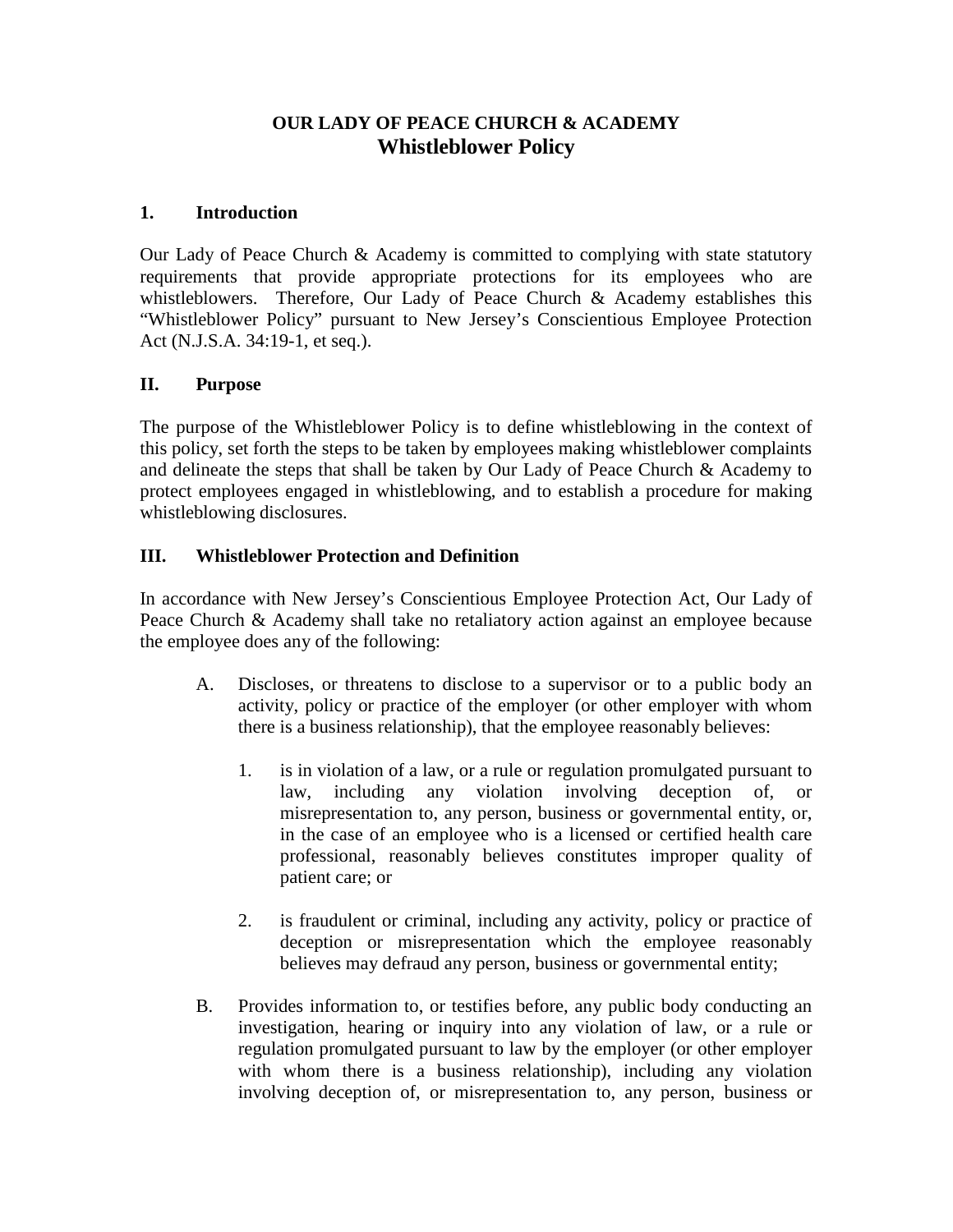# OUR LADY OF PEACE CHURCH & ACADEMY
## Whistleblower Policy

### 1. Introduction

Our Lady of Peace Church & Academy is committed to complying with state statutory requirements that provide appropriate protections for its employees who are whistleblowers. Therefore, Our Lady of Peace Church & Academy establishes this "Whistleblower Policy" pursuant to New Jersey's Conscientious Employee Protection Act (N.J.S.A. 34:19-1, et seq.).

### II. Purpose

The purpose of the Whistleblower Policy is to define whistleblowing in the context of this policy, set forth the steps to be taken by employees making whistleblower complaints and delineate the steps that shall be taken by Our Lady of Peace Church & Academy to protect employees engaged in whistleblowing, and to establish a procedure for making whistleblowing disclosures.

### III. Whistleblower Protection and Definition

In accordance with New Jersey's Conscientious Employee Protection Act, Our Lady of Peace Church & Academy shall take no retaliatory action against an employee because the employee does any of the following:

A. Discloses, or threatens to disclose to a supervisor or to a public body an activity, policy or practice of the employer (or other employer with whom there is a business relationship), that the employee reasonably believes:

   1. is in violation of a law, or a rule or regulation promulgated pursuant to law, including any violation involving deception of, or misrepresentation to, any person, business or governmental entity, or, in the case of an employee who is a licensed or certified health care professional, reasonably believes constitutes improper quality of patient care; or

   2. is fraudulent or criminal, including any activity, policy or practice of deception or misrepresentation which the employee reasonably believes may defraud any person, business or governmental entity;

B. Provides information to, or testifies before, any public body conducting an investigation, hearing or inquiry into any violation of law, or a rule or regulation promulgated pursuant to law by the employer (or other employer with whom there is a business relationship), including any violation involving deception of, or misrepresentation to, any person, business or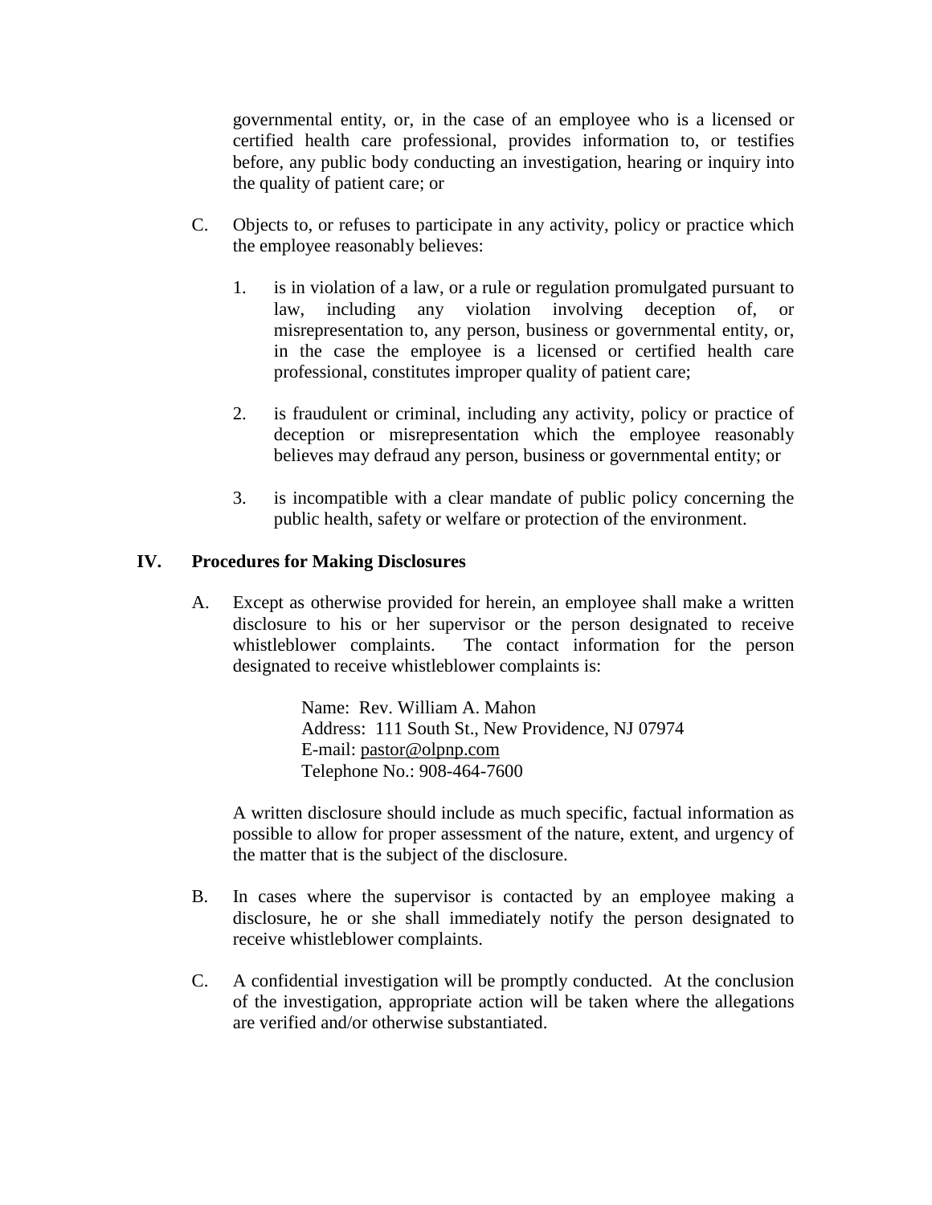governmental entity, or, in the case of an employee who is a licensed or certified health care professional, provides information to, or testifies before, any public body conducting an investigation, hearing or inquiry into the quality of patient care; or

C. Objects to, or refuses to participate in any activity, policy or practice which the employee reasonably believes:

   1. is in violation of a law, or a rule or regulation promulgated pursuant to law, including any violation involving deception of, or misrepresentation to, any person, business or governmental entity, or, in the case the employee is a licensed or certified health care professional, constitutes improper quality of patient care;

   2. is fraudulent or criminal, including any activity, policy or practice of deception or misrepresentation which the employee reasonably believes may defraud any person, business or governmental entity; or

   3. is incompatible with a clear mandate of public policy concerning the public health, safety or welfare or protection of the environment.

## IV. Procedures for Making Disclosures

A. Except as otherwise provided for herein, an employee shall make a written disclosure to his or her supervisor or the person designated to receive whistleblower complaints. The contact information for the person designated to receive whistleblower complaints is:

   Name: Rev. William A. Mahon
   Address: 111 South St., New Providence, NJ 07974
   E-mail: pastor@olpnp.com
   Telephone No.: 908-464-7600

   A written disclosure should include as much specific, factual information as possible to allow for proper assessment of the nature, extent, and urgency of the matter that is the subject of the disclosure.

B. In cases where the supervisor is contacted by an employee making a disclosure, he or she shall immediately notify the person designated to receive whistleblower complaints.

C. A confidential investigation will be promptly conducted. At the conclusion of the investigation, appropriate action will be taken where the allegations are verified and/or otherwise substantiated.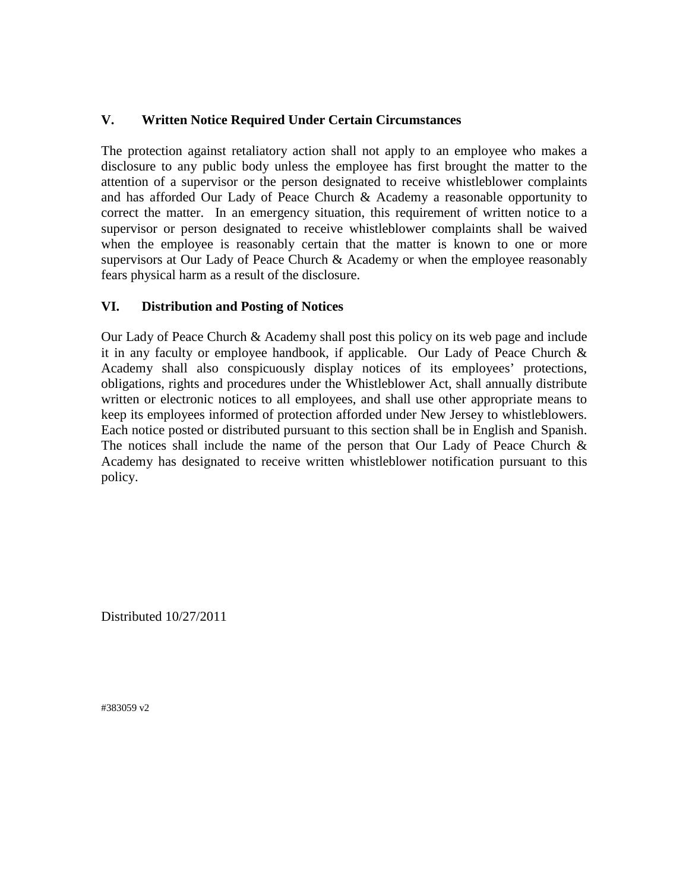## V. Written Notice Required Under Certain Circumstances

The protection against retaliatory action shall not apply to an employee who makes a disclosure to any public body unless the employee has first brought the matter to the attention of a supervisor or the person designated to receive whistleblower complaints and has afforded Our Lady of Peace Church & Academy a reasonable opportunity to correct the matter. In an emergency situation, this requirement of written notice to a supervisor or person designated to receive whistleblower complaints shall be waived when the employee is reasonably certain that the matter is known to one or more supervisors at Our Lady of Peace Church & Academy or when the employee reasonably fears physical harm as a result of the disclosure.

## VI. Distribution and Posting of Notices

Our Lady of Peace Church & Academy shall post this policy on its web page and include it in any faculty or employee handbook, if applicable. Our Lady of Peace Church & Academy shall also conspicuously display notices of its employees' protections, obligations, rights and procedures under the Whistleblower Act, shall annually distribute written or electronic notices to all employees, and shall use other appropriate means to keep its employees informed of protection afforded under New Jersey to whistleblowers. Each notice posted or distributed pursuant to this section shall be in English and Spanish. The notices shall include the name of the person that Our Lady of Peace Church & Academy has designated to receive written whistleblower notification pursuant to this policy.

Distributed 10/27/2011

#383059 v2